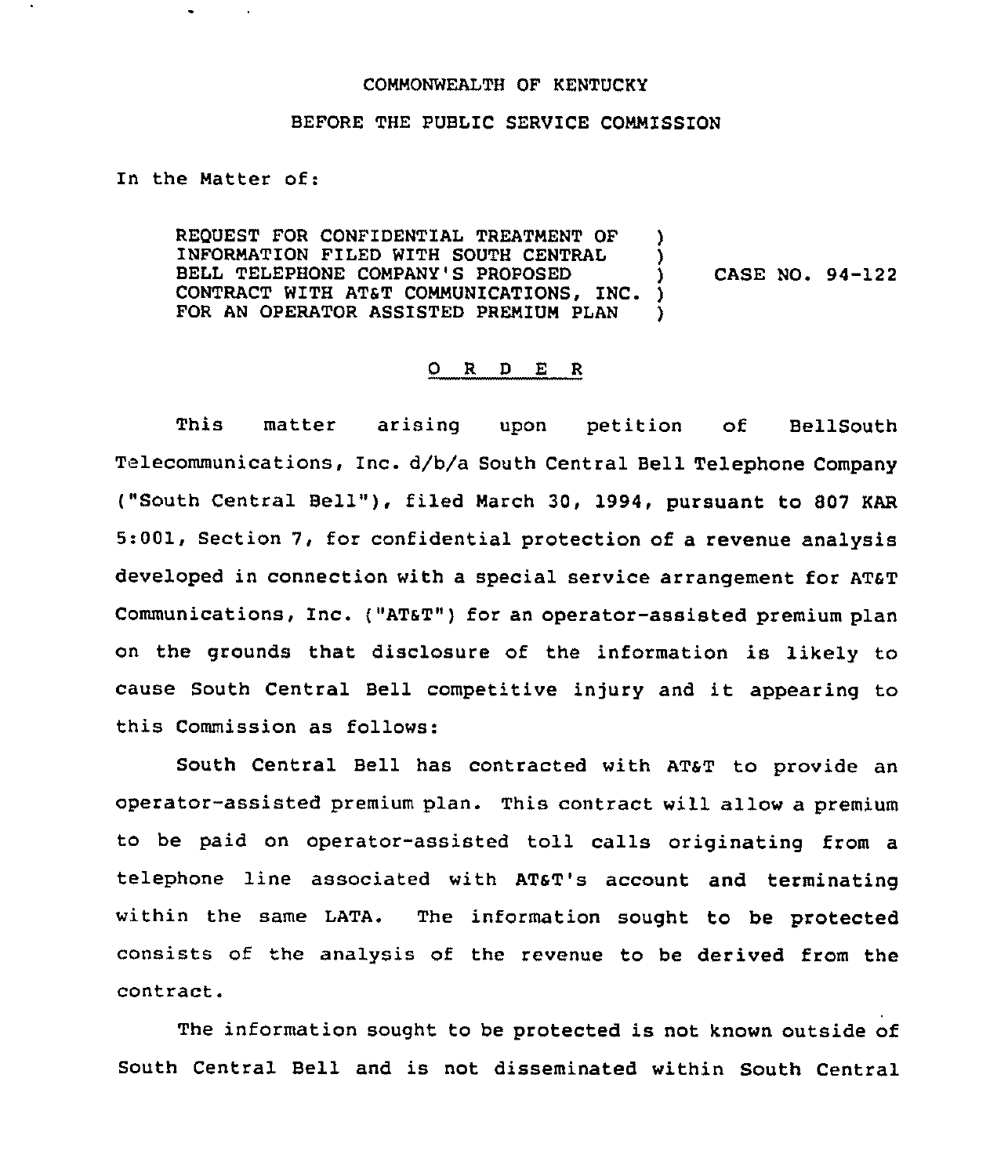COMMONWEALTH OF KENTUCKY

BEFORE THE PUBLIC SERVICE COMMISSION

In the Matter of:

REQUEST FOR CONFIDENTIAL TREATMENT OF INFORMATION FILED WITH SOUTH CENTRAL BELL TELEPHONE COMPANY'S PROPOSED CONTRACT WITH AT&T COMMUNICATIONS, INC. FOR AN OPERATOR ASSISTED PREMIUM PLAN ) CASE NO. 94-122

O R D E R

This matter arising upon petition of BellSouth Telecommunications, Inc. d/b/a South Central Bell Telephone Company ("South Central Bell"), filed March 30, 1994, pursuant to 807 KAR 5:001, Section 7, for confidential protection of a revenue analysis developed in connection with a special service arrangement for AT&T Communications, Inc. ("AT&T") for an operator-assisted premium plan on the grounds that disclosure of the information is likely to cause South Central Bell competitive injury and it appearing to this Commission as follows:

South Central Bell has contracted with AT&T to provide an operator-assisted premium plan. This contract will allow a premium to be paid on operator-assisted toll calls originating from a telephone line associated with AT&T's account and terminating within the same LATA. The information sought to be protected consists of the analysis of the revenue to be derived from the contract.

The information sought to be protected is not known outside of South Central Bell and is not disseminated within South Central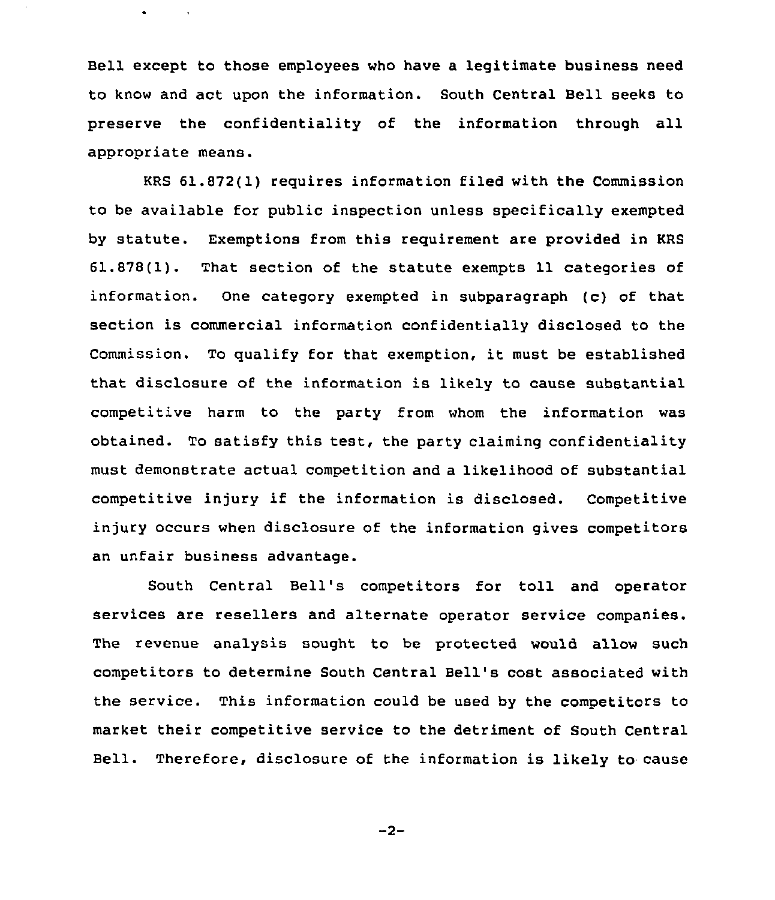Bell except to those employees who have a legitimate business need to know and act upon the information. South Central Bell seeks to preserve the confidentiality of the information through all appropriate means.

KRS 61.872(1) requires information filed with the Commission to be available for public inspection unless specifically exempted by statute. Exemptions from this requirement are provided in KRS 61.878(1). That section of the statute exempts 11 categories of information. One category exempted in subparagraph (c) of that section is commercial information confidentially disclosed to the Commission. To qualify for that exemption, it must be established that disclosure of the information is likely to cause substantial competitive harm to the party from whom the information was obtained. To satisfy this test, the party claiming confidentiality must demonstrate actual competition and a likelihood of substantial competitive injury if the information is disclosed. Competitive injury occurs when disclosure of the information gives competitors an unfair business advantage.

South Central Bell's competitors for toll and operator services are resellers and alternate operator service companies. The revenue analysis sought to be protected would allow such competitors to determine South Central Bell's cost associated with the service. This information could be used by the competitors to market their competitive service to the detriment of South Central Bell. Therefore, disclosure of the information is likely to cause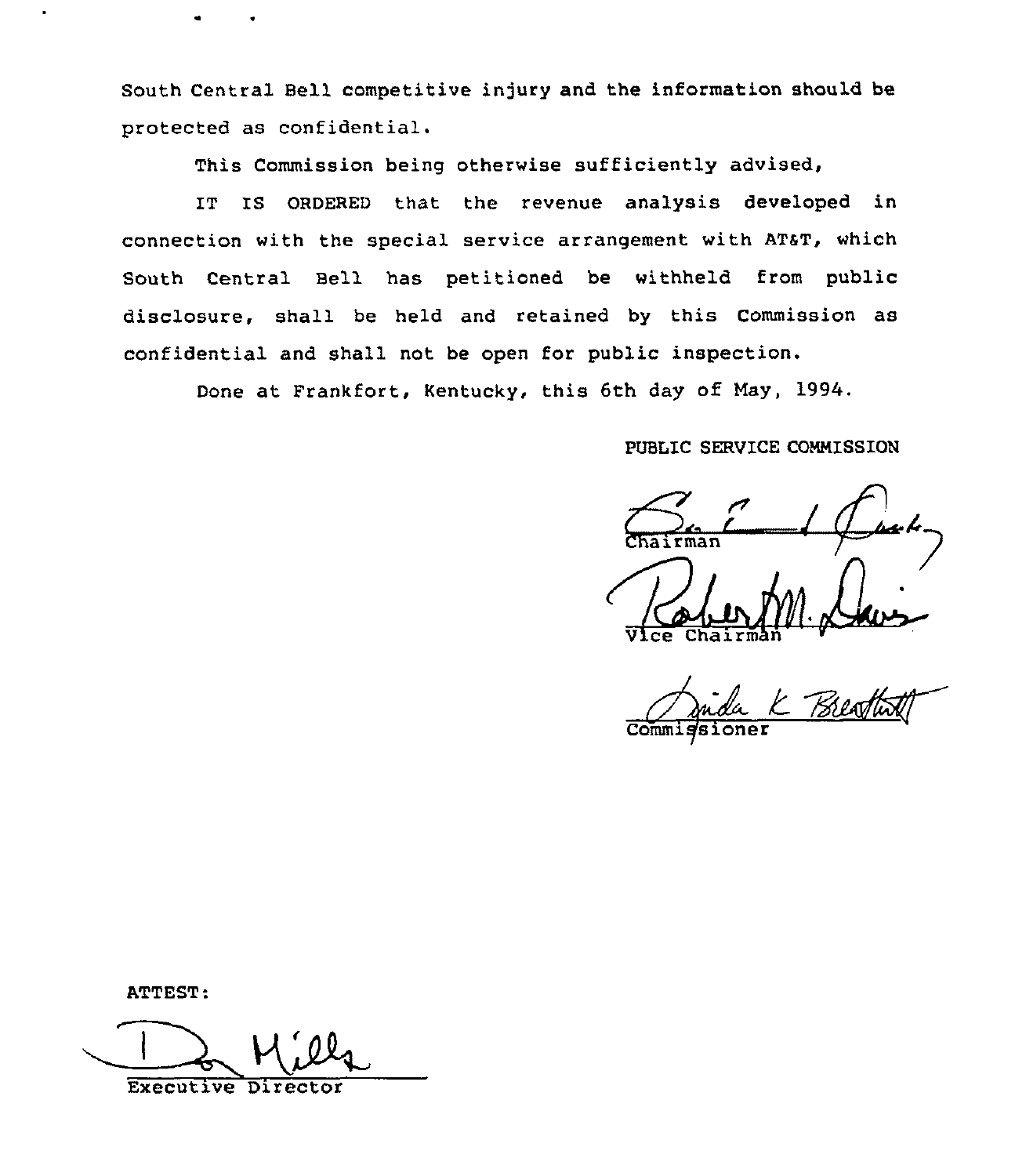South Central Bell competitive injury and the information should be protected as confidential.

This Commission being otherwise sufficiently advised,

IT IS ORDERED that the revenue analysis developed in connection with the special service arrangement with AT&T, which South Central Bell has petitioned be withheld from public disclosure, shall be held and retained by this Commission as confidential and shall not be open for public inspection.

Done at Frankfort, Kentucky, this 6th day of May, 1994.

PUBLIC SERVICE COMMISSION

Chairman

Vice Chairman

Commissioner

ATTEST:

Executive Director